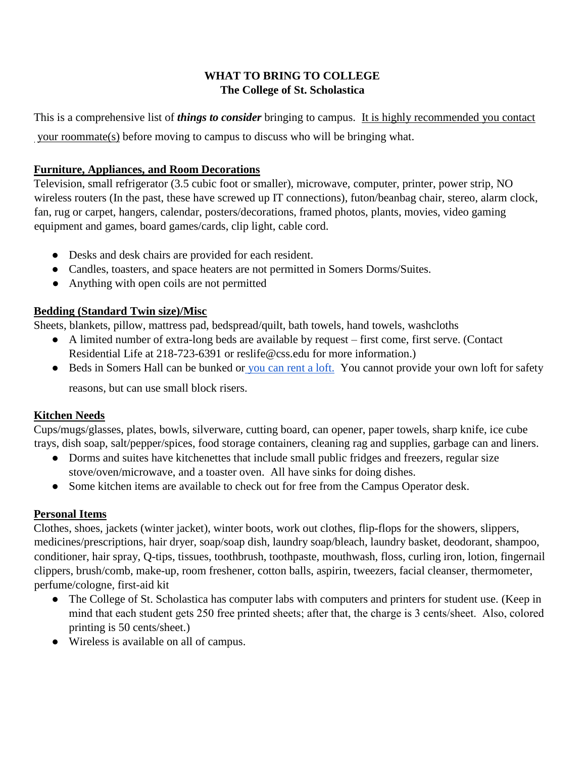**WHAT TO BRING TO COLLEGE**
**The College of St. Scholastica**

This is a comprehensive list of ***things to consider*** bringing to campus. It is highly recommended you contact your roommate(s) before moving to campus to discuss who will be bringing what.

## Furniture, Appliances, and Room Decorations

Television, small refrigerator (3.5 cubic foot or smaller), microwave, computer, printer, power strip, NO wireless routers (In the past, these have screwed up IT connections), futon/beanbag chair, stereo, alarm clock, fan, rug or carpet, hangers, calendar, posters/decorations, framed photos, plants, movies, video gaming equipment and games, board games/cards, clip light, cable cord.

- Desks and desk chairs are provided for each resident.
- Candles, toasters, and space heaters are not permitted in Somers Dorms/Suites.
- Anything with open coils are not permitted

## Bedding (Standard Twin size)/Misc

Sheets, blankets, pillow, mattress pad, bedspread/quilt, bath towels, hand towels, washcloths

- A limited number of extra-long beds are available by request – first come, first serve. (Contact Residential Life at 218-723-6391 or reslife@css.edu for more information.)
- Beds in Somers Hall can be bunked or you can rent a loft. You cannot provide your own loft for safety reasons, but can use small block risers.

## Kitchen Needs

Cups/mugs/glasses, plates, bowls, silverware, cutting board, can opener, paper towels, sharp knife, ice cube trays, dish soap, salt/pepper/spices, food storage containers, cleaning rag and supplies, garbage can and liners.

- Dorms and suites have kitchenettes that include small public fridges and freezers, regular size stove/oven/microwave, and a toaster oven. All have sinks for doing dishes.
- Some kitchen items are available to check out for free from the Campus Operator desk.

## Personal Items

Clothes, shoes, jackets (winter jacket), winter boots, work out clothes, flip-flops for the showers, slippers, medicines/prescriptions, hair dryer, soap/soap dish, laundry soap/bleach, laundry basket, deodorant, shampoo, conditioner, hair spray, Q-tips, tissues, toothbrush, toothpaste, mouthwash, floss, curling iron, lotion, fingernail clippers, brush/comb, make-up, room freshener, cotton balls, aspirin, tweezers, facial cleanser, thermometer, perfume/cologne, first-aid kit

- The College of St. Scholastica has computer labs with computers and printers for student use. (Keep in mind that each student gets 250 free printed sheets; after that, the charge is 3 cents/sheet. Also, colored printing is 50 cents/sheet.)
- Wireless is available on all of campus.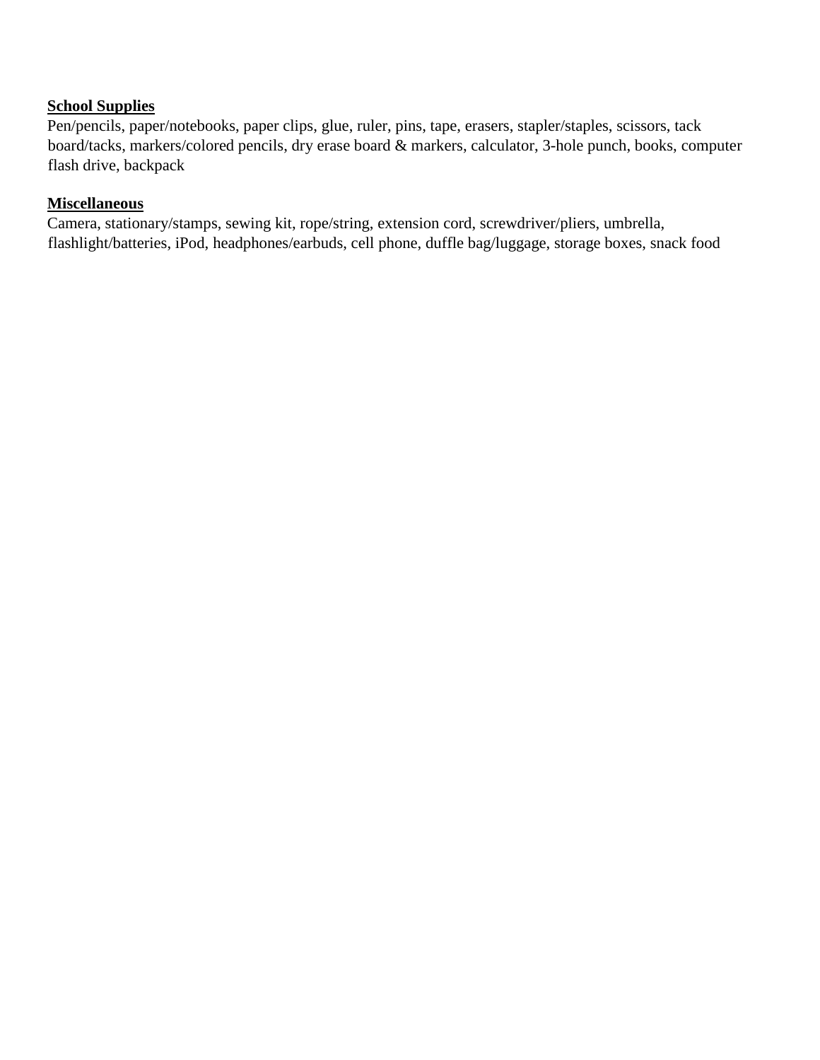**School Supplies**

Pen/pencils, paper/notebooks, paper clips, glue, ruler, pins, tape, erasers, stapler/staples, scissors, tack board/tacks, markers/colored pencils, dry erase board & markers, calculator, 3-hole punch, books, computer flash drive, backpack

**Miscellaneous**

Camera, stationary/stamps, sewing kit, rope/string, extension cord, screwdriver/pliers, umbrella, flashlight/batteries, iPod, headphones/earbuds, cell phone, duffle bag/luggage, storage boxes, snack food